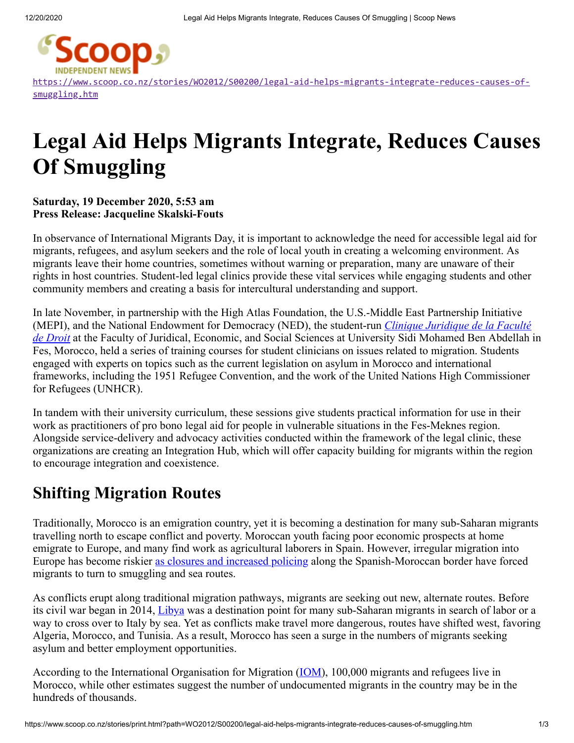https://www.scoop.co.nz/stories/WO2012/S00200/legal-aid-helps-migrants-integrate-reduces-causes-of-smuggling.htm

# Legal Aid Helps Migrants Integrate, Reduces Causes Of Smuggling

**Saturday, 19 December 2020, 5:53 am**
**Press Release: Jacqueline Skalski-Fouts**

In observance of International Migrants Day, it is important to acknowledge the need for accessible legal aid for migrants, refugees, and asylum seekers and the role of local youth in creating a welcoming environment. As migrants leave their home countries, sometimes without warning or preparation, many are unaware of their rights in host countries. Student-led legal clinics provide these vital services while engaging students and other community members and creating a basis for intercultural understanding and support.

In late November, in partnership with the High Atlas Foundation, the U.S.-Middle East Partnership Initiative (MEPI), and the National Endowment for Democracy (NED), the student-run *Clinique Juridique de la Faculté de Droit* at the Faculty of Juridical, Economic, and Social Sciences at University Sidi Mohamed Ben Abdellah in Fes, Morocco, held a series of training courses for student clinicians on issues related to migration. Students engaged with experts on topics such as the current legislation on asylum in Morocco and international frameworks, including the 1951 Refugee Convention, and the work of the United Nations High Commissioner for Refugees (UNHCR).

In tandem with their university curriculum, these sessions give students practical information for use in their work as practitioners of pro bono legal aid for people in vulnerable situations in the Fes-Meknes region. Alongside service-delivery and advocacy activities conducted within the framework of the legal clinic, these organizations are creating an Integration Hub, which will offer capacity building for migrants within the region to encourage integration and coexistence.

## Shifting Migration Routes

Traditionally, Morocco is an emigration country, yet it is becoming a destination for many sub-Saharan migrants travelling north to escape conflict and poverty. Moroccan youth facing poor economic prospects at home emigrate to Europe, and many find work as agricultural laborers in Spain. However, irregular migration into Europe has become riskier as closures and increased policing along the Spanish-Moroccan border have forced migrants to turn to smuggling and sea routes.

As conflicts erupt along traditional migration pathways, migrants are seeking out new, alternate routes. Before its civil war began in 2014, Libya was a destination point for many sub-Saharan migrants in search of labor or a way to cross over to Italy by sea. Yet as conflicts make travel more dangerous, routes have shifted west, favoring Algeria, Morocco, and Tunisia. As a result, Morocco has seen a surge in the numbers of migrants seeking asylum and better employment opportunities.

According to the International Organisation for Migration (IOM), 100,000 migrants and refugees live in Morocco, while other estimates suggest the number of undocumented migrants in the country may be in the hundreds of thousands.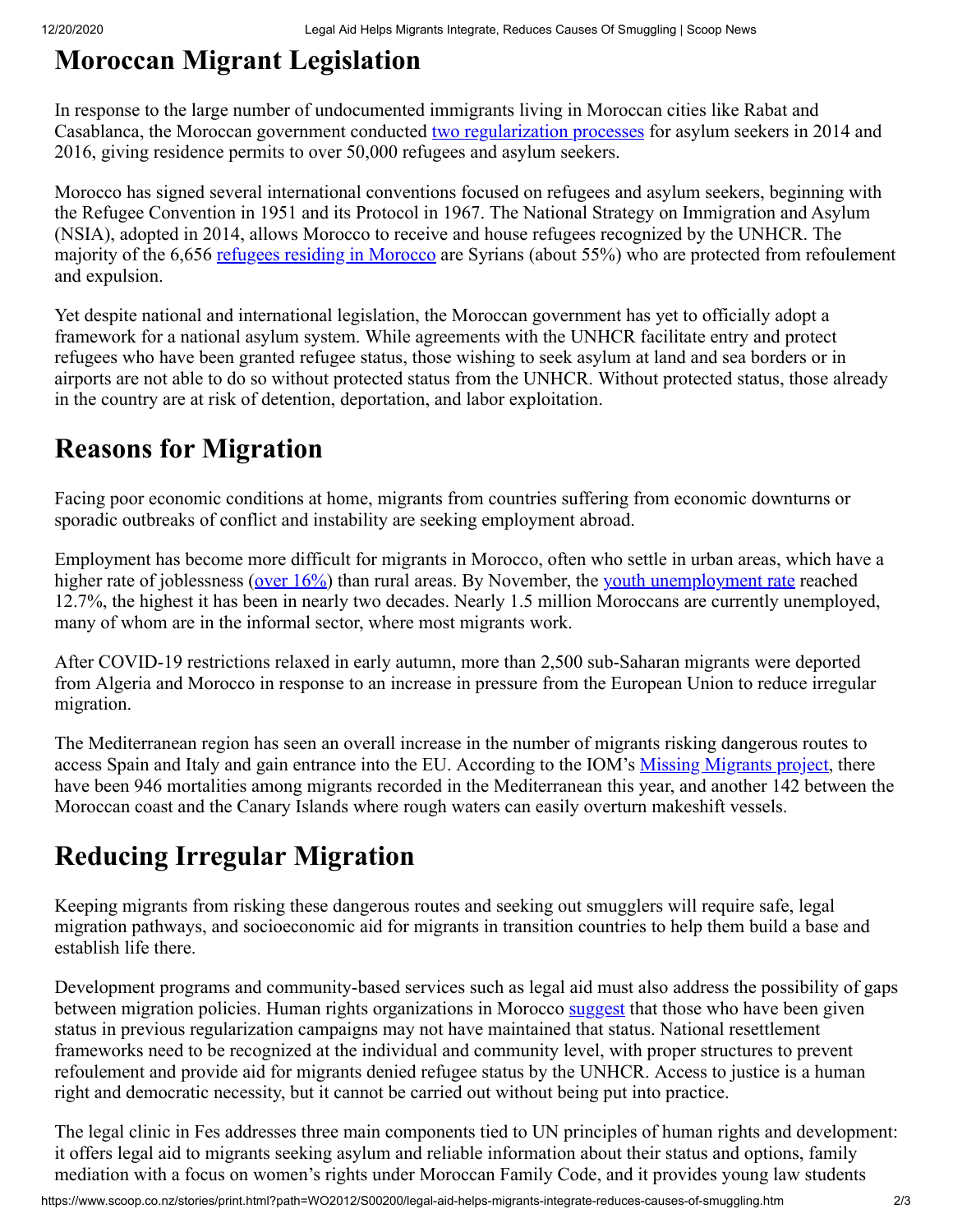## Moroccan Migrant Legislation

In response to the large number of undocumented immigrants living in Moroccan cities like Rabat and Casablanca, the Moroccan government conducted two regularization processes for asylum seekers in 2014 and 2016, giving residence permits to over 50,000 refugees and asylum seekers.

Morocco has signed several international conventions focused on refugees and asylum seekers, beginning with the Refugee Convention in 1951 and its Protocol in 1967. The National Strategy on Immigration and Asylum (NSIA), adopted in 2014, allows Morocco to receive and house refugees recognized by the UNHCR. The majority of the 6,656 refugees residing in Morocco are Syrians (about 55%) who are protected from refoulement and expulsion.

Yet despite national and international legislation, the Moroccan government has yet to officially adopt a framework for a national asylum system. While agreements with the UNHCR facilitate entry and protect refugees who have been granted refugee status, those wishing to seek asylum at land and sea borders or in airports are not able to do so without protected status from the UNHCR. Without protected status, those already in the country are at risk of detention, deportation, and labor exploitation.

## Reasons for Migration

Facing poor economic conditions at home, migrants from countries suffering from economic downturns or sporadic outbreaks of conflict and instability are seeking employment abroad.

Employment has become more difficult for migrants in Morocco, often who settle in urban areas, which have a higher rate of joblessness (over 16%) than rural areas. By November, the youth unemployment rate reached 12.7%, the highest it has been in nearly two decades. Nearly 1.5 million Moroccans are currently unemployed, many of whom are in the informal sector, where most migrants work.

After COVID-19 restrictions relaxed in early autumn, more than 2,500 sub-Saharan migrants were deported from Algeria and Morocco in response to an increase in pressure from the European Union to reduce irregular migration.

The Mediterranean region has seen an overall increase in the number of migrants risking dangerous routes to access Spain and Italy and gain entrance into the EU. According to the IOM's Missing Migrants project, there have been 946 mortalities among migrants recorded in the Mediterranean this year, and another 142 between the Moroccan coast and the Canary Islands where rough waters can easily overturn makeshift vessels.

## Reducing Irregular Migration

Keeping migrants from risking these dangerous routes and seeking out smugglers will require safe, legal migration pathways, and socioeconomic aid for migrants in transition countries to help them build a base and establish life there.

Development programs and community-based services such as legal aid must also address the possibility of gaps between migration policies. Human rights organizations in Morocco suggest that those who have been given status in previous regularization campaigns may not have maintained that status. National resettlement frameworks need to be recognized at the individual and community level, with proper structures to prevent refoulement and provide aid for migrants denied refugee status by the UNHCR. Access to justice is a human right and democratic necessity, but it cannot be carried out without being put into practice.

The legal clinic in Fes addresses three main components tied to UN principles of human rights and development: it offers legal aid to migrants seeking asylum and reliable information about their status and options, family mediation with a focus on women's rights under Moroccan Family Code, and it provides young law students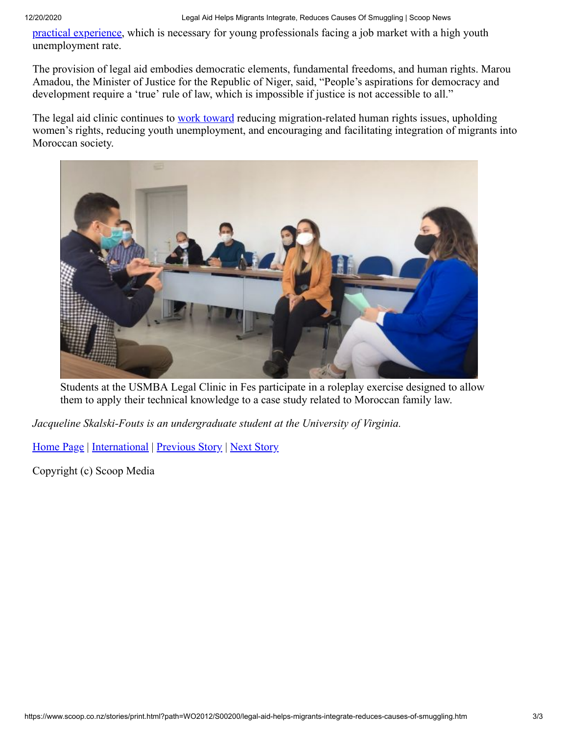practical experience, which is necessary for young professionals facing a job market with a high youth unemployment rate.

The provision of legal aid embodies democratic elements, fundamental freedoms, and human rights. Marou Amadou, the Minister of Justice for the Republic of Niger, said, "People's aspirations for democracy and development require a 'true' rule of law, which is impossible if justice is not accessible to all."

The legal aid clinic continues to work toward reducing migration-related human rights issues, upholding women's rights, reducing youth unemployment, and encouraging and facilitating integration of migrants into Moroccan society.

Students at the USMBA Legal Clinic in Fes participate in a roleplay exercise designed to allow them to apply their technical knowledge to a case study related to Moroccan family law.

*Jacqueline Skalski-Fouts is an undergraduate student at the University of Virginia.*

Home Page | International | Previous Story | Next Story

Copyright (c) Scoop Media